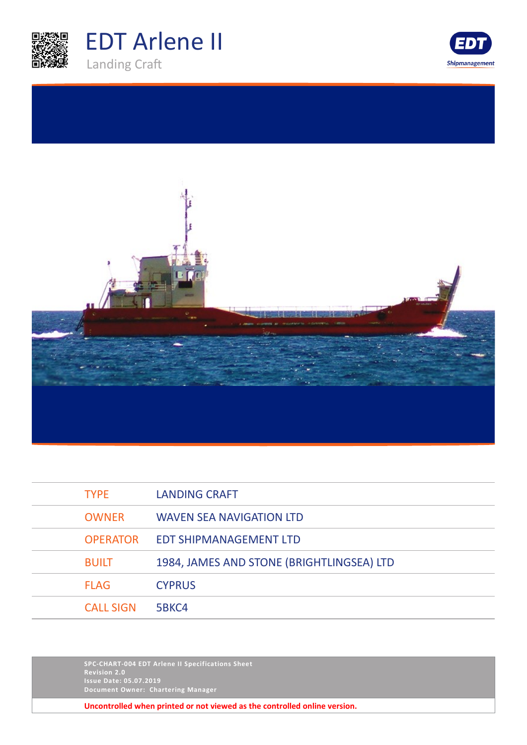# EDT Arlene II

Landing Craft

| | |
|---|---|
| TYPE | LANDING CRAFT |
| OWNER | WAVEN SEA NAVIGATION LTD |
| OPERATOR | EDT SHIPMANAGEMENT LTD |
| BUILT | 1984, JAMES AND STONE (BRIGHTLINGSEA) LTD |
| FLAG | CYPRUS |
| CALL SIGN | 5BKC4 |

SPC-CHART-004 EDT Arlene II Specifications Sheet
Revision 2.0
Issue Date: 05.07.2019
Document Owner: Chartering Manager

**Uncontrolled when printed or not viewed as the controlled online version.**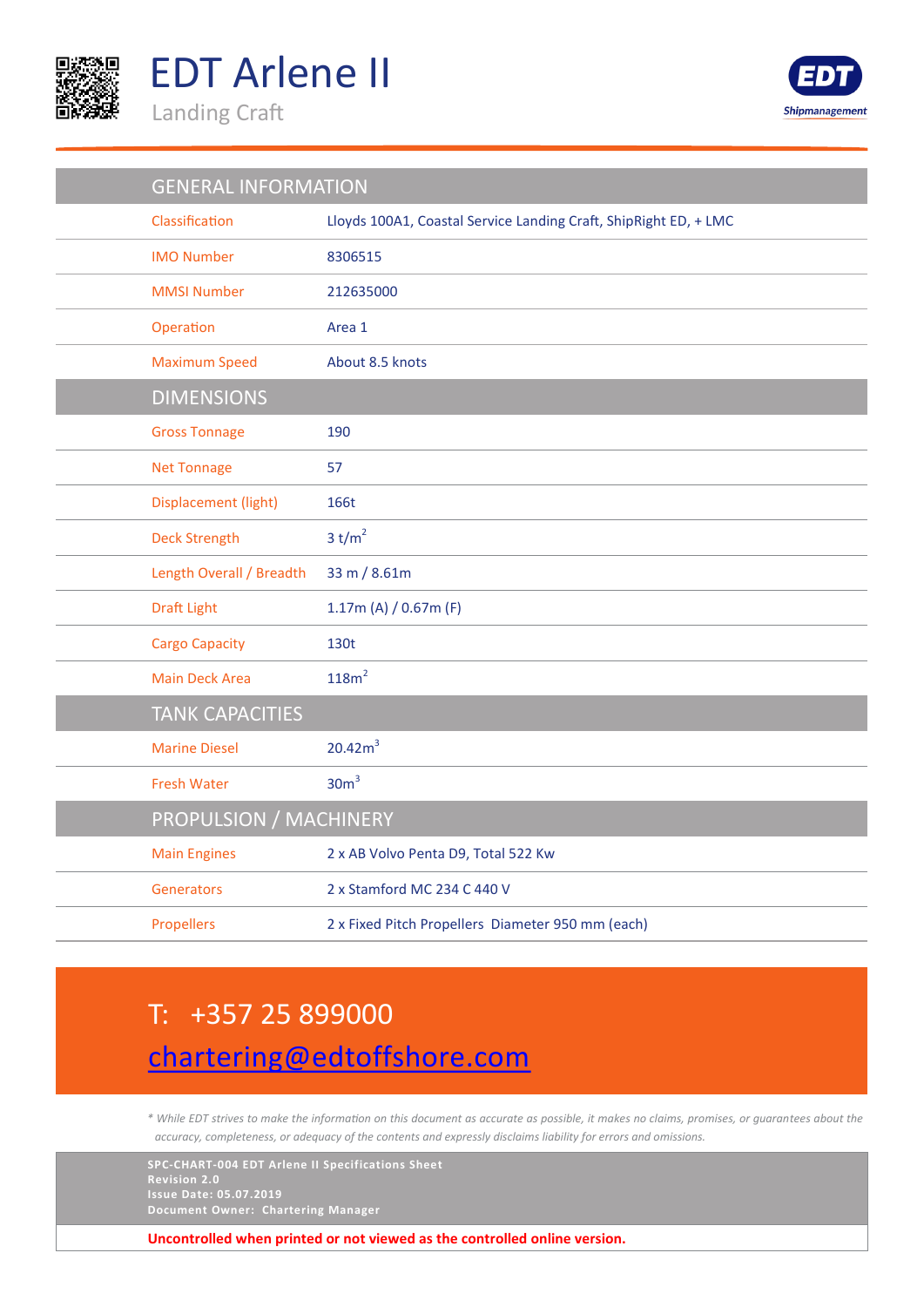# EDT Arlene II

Landing Craft

EDT Shipmanagement

| GENERAL INFORMATION | |
|---|---|
| Classification | Lloyds 100A1, Coastal Service Landing Craft, ShipRight ED, + LMC |
| IMO Number | 8306515 |
| MMSI Number | 212635000 |
| Operation | Area 1 |
| Maximum Speed | About 8.5 knots |
| **DIMENSIONS** | |
| Gross Tonnage | 190 |
| Net Tonnage | 57 |
| Displacement (light) | 166t |
| Deck Strength | 3 t/$m^2$ |
| Length Overall / Breadth | 33 m / 8.61m |
| Draft Light | 1.17m (A) / 0.67m (F) |
| Cargo Capacity | 130t |
| Main Deck Area | 118$m^2$ |
| **TANK CAPACITIES** | |
| Marine Diesel | 20.42$m^3$ |
| Fresh Water | 30$m^3$ |
| **PROPULSION / MACHINERY** | |
| Main Engines | 2 x AB Volvo Penta D9, Total 522 Kw |
| Generators | 2 x Stamford MC 234 C 440 V |
| Propellers | 2 x Fixed Pitch Propellers Diameter 950 mm (each) |

T: +357 25 899000

chartering@edtoffshore.com

*\* While EDT strives to make the information on this document as accurate as possible, it makes no claims, promises, or guarantees about the accuracy, completeness, or adequacy of the contents and expressly disclaims liability for errors and omissions.*

**SPC-CHART-004 EDT Arlene II Specifications Sheet**
**Revision 2.0**
**Issue Date: 05.07.2019**
**Document Owner: Chartering Manager**

**Uncontrolled when printed or not viewed as the controlled online version.**